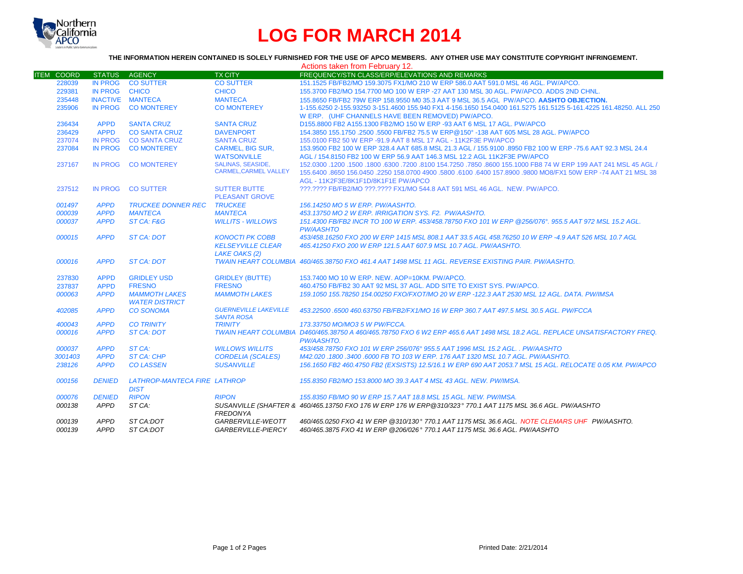# LOG FOR MARCH 2014

**THE INFORMATION HEREIN CONTAINED IS SOLELY FURNISHED FOR THE USE OF APCO MEMBERS. ANY OTHER USE MAY CONSTITUTE COPYRIGHT INFRINGEMENT.**

Actions taken from February 12.

| ITEM | COORD | STATUS | AGENCY | TX CITY | FREQUENCY/STN CLASS/ERP/ELEVATIONS AND REMARKS |
|---|---|---|---|---|---|
| | 228039 | IN PROG | CO SUTTER | CO SUTTER | 151.1525 FB/FB2/MO 159.3075 FX1/MO 210 W ERP 586.0 AAT 591.0 MSL 46 AGL. PW/APCO. |
| | 229381 | IN PROG | CHICO | CHICO | 155.3700 FB2/MO 154.7700 MO 100 W ERP -27 AAT 130 MSL 30 AGL. PW/APCO. ADDS 2ND CHNL. |
| | 235448 | INACTIVE | MANTECA | MANTECA | 155.8650 FB/FB2 79W ERP 158.9550 M0 35.3 AAT 9 MSL 36.5 AGL PW/APCO. **AASHTO OBJECTION.** |
| | 235906 | IN PROG | CO MONTEREY | CO MONTEREY | 1-155.6250 2-155.93250 3-151.4600 155.940 FX1 4-156.1650 154.0400 161.5275 161.5125 5-161.4225 161.48250. ALL 250 W ERP. (UHF CHANNELS HAVE BEEN REMOVED) PW/APCO. |
| | 236434 | APPD | SANTA CRUZ | SANTA CRUZ | D155.8800 FB2 A155.1300 FB2/MO 150 W ERP -93 AAT 6 MSL 17 AGL. PW/APCO |
| | 236429 | APPD | CO SANTA CRUZ | DAVENPORT | 154.3850 155.1750 .2500 .5500 FB/FB2 75.5 W ERP@150° -138 AAT 605 MSL 28 AGL. PW/APCO |
| | 237074 | IN PROG | CO SANTA CRUZ | SANTA CRUZ | 155.0100 FB2 50 W ERP -91.9 AAT 8 MSL 17 AGL - 11K2F3E PW/APCO |
| | 237084 | IN PROG | CO MONTEREY | CARMEL, BIG SUR, WATSONVILLE | 153.9500 FB2 100 W ERP 328.4 AAT 685.8 MSL 21.3 AGL / 155.9100 .8950 FB2 100 W ERP -75.6 AAT 92.3 MSL 24.4 AGL / 154.8150 FB2 100 W ERP 56.9 AAT 146.3 MSL 12.2 AGL 11K2F3E PW/APCO |
| | 237167 | IN PROG | CO MONTEREY | SALINAS, SEASIDE, CARMEL,CARMEL VALLEY | 152.0300 .1200 .1500 .1800 .6300 .7200 .8100 154.7250 .7850 .8600 155.1000 FB8 74 W ERP 199 AAT 241 MSL 45 AGL / 155.6400 .8650 156.0450 .2250 158.0700 4900 .5800 .6100 .6400 157.8900 .9800 MO8/FX1 50W ERP -74 AAT 21 MSL 38 AGL - 11K2F3E/8K1F1D/8K1F1E PW/APCO |
| | 237512 | IN PROG | CO SUTTER | SUTTER BUTTE PLEASANT GROVE | ???.???? FB/FB2/MO ???.???? FX1/MO 544.8 AAT 591 MSL 46 AGL. NEW. PW/APCO. |
| | *001497* | *APPD* | *TRUCKEE DONNER REC* | *TRUCKEE* | *156.14250 MO 5 W ERP. PW/AASHTO.* |
| | *000039* | *APPD* | *MANTECA* | *MANTECA* | *453.13750 MO 2 W ERP. IRRIGATION SYS. F2. PW/AASHTO.* |
| | *000037* | *APPD* | *ST CA: F&G* | *WILLITS - WILLOWS* | *151.4300 FB/FB2 INCR TO 100 W ERP. 453/458.78750 FXO 101 W ERP @256/076°. 955.5 AAT 972 MSL 15.2 AGL. PW/AASHTO* |
| | *000015* | *APPD* | *ST CA: DOT* | *KONOCTI PK COBB KELSEYVILLE CLEAR LAKE OAKS (2)* | *453/458.16250 FXO 200 W ERP 1415 MSL 808.1 AAT 33.5 AGL 458.76250 10 W ERP -4.9 AAT 526 MSL 10.7 AGL 465.41250 FXO 200 W ERP 121.5 AAT 607.9 MSL 10.7 AGL. PW/AASHTO.* |
| | *000016* | *APPD* | *ST CA: DOT* | *TWAIN HEART COLUMBIA* | *460/465.38750 FXO 461.4 AAT 1498 MSL 11 AGL. REVERSE EXISTING PAIR. PW/AASHTO.* |
| | 237830 | APPD | GRIDLEY USD | GRIDLEY (BUTTE) | 153.7400 MO 10 W ERP. NEW. AOP=10KM. PW/APCO. |
| | 237837 | APPD | FRESNO | FRESNO | 460.4750 FB/FB2 30 AAT 92 MSL 37 AGL. ADD SITE TO EXIST SYS. PW/APCO. |
| | *000063* | *APPD* | *MAMMOTH LAKES WATER DISTRICT* | *MAMMOTH LAKES* | *159.1050 155.78250 154.00250 FXO/FXOT/MO 20 W ERP -122.3 AAT 2530 MSL 12 AGL. DATA. PW/IMSA* |
| | *402085* | *APPD* | *CO SONOMA* | *GUERNEVILLE LAKEVILLE SANTA ROSA* | *453.22500 .6500 460.63750 FB/FB2/FX1/MO 16 W ERP 360.7 AAT 497.5 MSL 30.5 AGL. PW/FCCA* |
| | *400043* | *APPD* | *CO TRINITY* | *TRINITY* | *173.33750 MO/MO3 5 W PW/FCCA.* |
| | *000016* | *APPD* | *ST CA: DOT* | *TWAIN HEART COLUMBIA* | *D460/465.38750 A 460/465.78750 FXO 6 W2 ERP 465.6 AAT 1498 MSL 18.2 AGL. REPLACE UNSATISFACTORY FREQ. PW/AASHTO.* |
| | *000037* | *APPD* | *ST CA:* | *WILLOWS WILLITS* | *453/458.78750 FXO 101 W ERP 256/076° 955.5 AAT 1996 MSL 15.2 AGL. . PW/AASHTO* |
| | *3001403* | *APPD* | *ST CA: CHP* | *CORDELIA (SCALES)* | *M42.020 .1800 .3400 .6000 FB TO 103 W ERP. 176 AAT 1320 MSL 10.7 AGL. PW/AASHTO.* |
| | *238126* | *APPD* | *CO LASSEN* | *SUSANVILLE* | *156.1650 FB2 460.4750 FB2 (EXSISTS) 12.5/16.1 W ERP 690 AAT 2053.7 MSL 15 AGL. RELOCATE 0.05 KM. PW/APCO* |
| | *000156* | *DENIED* | *LATHROP-MANTECA FIRE DIST* | *LATHROP* | *155.8350 FB2/MO 153.8000 MO 39.3 AAT 4 MSL 43 AGL. NEW. PW/IMSA.* |
| | *000076* | *DENIED* | *RIPON* | *RIPON* | *155.8350 FB/MO 90 W ERP 15.7 AAT 18.8 MSL 15 AGL. NEW. PW/IMSA.* |
| | *000138* | *APPD* | *ST CA:* | *SUSANVILLE (SHAFTER & FREDONYA* | *460/465.13750 FXO 176 W ERP 176 W ERP@310/323° 770.1 AAT 1175 MSL 36.6 AGL. PW/AASHTO* |
| | *000139* | *APPD* | *ST CA:DOT* | *GARBERVILLE-WEOTT* | *460/465.0250 FXO 41 W ERP @310/130° 770.1 AAT 1175 MSL 36.6 AGL. NOTE CLEMARS UHF PW/AASHTO.* |
| | *000139* | *APPD* | *ST CA:DOT* | *GARBERVILLE-PIERCY* | *460/465.3875 FXO 41 W ERP @206/026° 770.1 AAT 1175 MSL 36.6 AGL. PW/AASHTO* |

Printed Date: 2/21/2014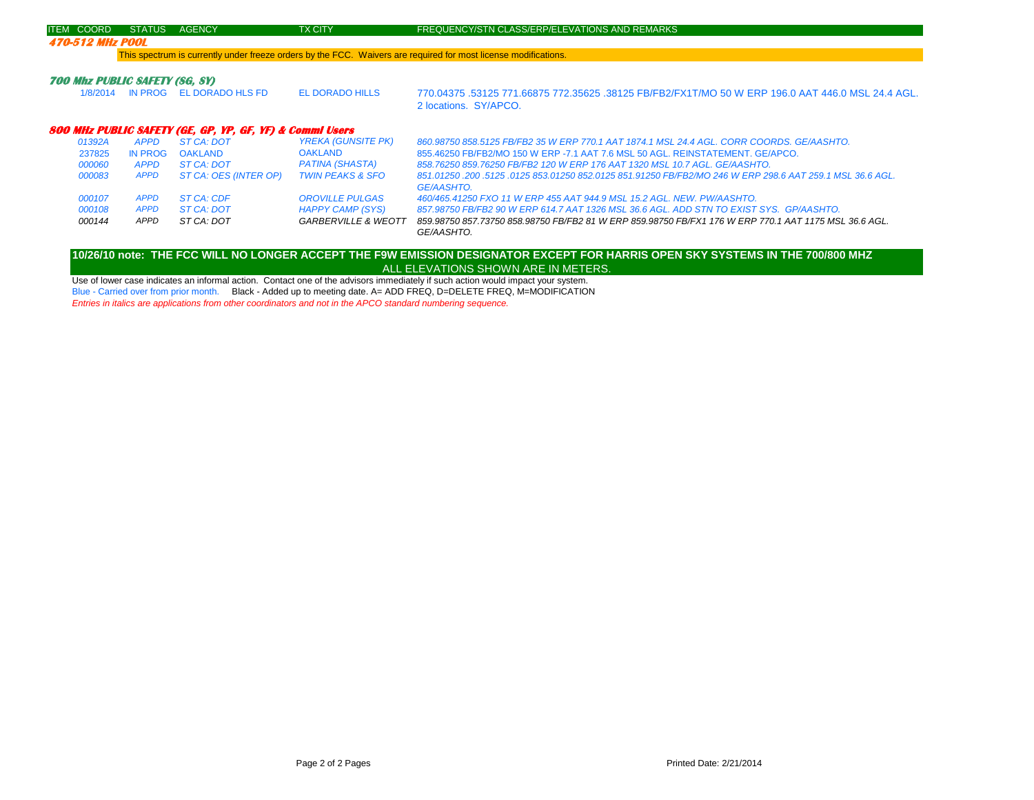| ITEM | COORD | STATUS | AGENCY | TX CITY | FREQUENCY/STN CLASS/ERP/ELEVATIONS AND REMARKS |
|---|---|---|---|---|---|
| **470-512 MHz POOL** | | | | | |
| | | This spectrum is currently under freeze orders by the FCC. Waivers are required for most license modifications. | | | |
| **700 Mhz PUBLIC SAFETY (SG, SY)** | | | | | |
| | 1/8/2014 | IN PROG | EL DORADO HLS FD | EL DORADO HILLS | 770.04375 .53125 771.66875 772.35625 .38125 FB/FB2/FX1T/MO 50 W ERP 196.0 AAT 446.0 MSL 24.4 AGL. 2 locations. SY/APCO. |
| **800 MHz PUBLIC SAFETY (GE, GP, YP, GF, YF) & Comml Users** | | | | | |
| | *01392A* | *APPD* | *ST CA: DOT* | *YREKA (GUNSITE PK)* | *860.98750 858.5125 FB/FB2 35 W ERP 770.1 AAT 1874.1 MSL 24.4 AGL. CORR COORDS. GE/AASHTO.* |
| | 237825 | IN PROG | OAKLAND | OAKLAND | 855.46250 FB/FB2/MO 150 W ERP -7.1 AAT 7.6 MSL 50 AGL. REINSTATEMENT. GE/APCO. |
| | *000060* | *APPD* | *ST CA: DOT* | *PATINA (SHASTA)* | *858.76250 859.76250 FB/FB2 120 W ERP 176 AAT 1320 MSL 10.7 AGL. GE/AASHTO.* |
| | *000083* | *APPD* | *ST CA: OES (INTER OP)* | *TWIN PEAKS & SFO* | *851.01250 .200 .5125 .0125 853.01250 852.0125 851.91250 FB/FB2/MO 246 W ERP 298.6 AAT 259.1 MSL 36.6 AGL. GE/AASHTO.* |
| | *000107* | *APPD* | *ST CA: CDF* | *OROVILLE PULGAS* | *460/465.41250 FXO 11 W ERP 455 AAT 944.9 MSL 15.2 AGL. NEW. PW/AASHTO.* |
| | *000108* | *APPD* | *ST CA: DOT* | *HAPPY CAMP (SYS)* | *857.98750 FB/FB2 90 W ERP 614.7 AAT 1326 MSL 36.6 AGL. ADD STN TO EXIST SYS. GP/AASHTO.* |
| | *000144* | *APPD* | *ST CA: DOT* | *GARBERVILLE & WEOTT* | *859.98750 857.73750 858.98750 FB/FB2 81 W ERP 859.98750 FB/FX1 176 W ERP 770.1 AAT 1175 MSL 36.6 AGL. GE/AASHTO.* |

**10/26/10 note: THE FCC WILL NO LONGER ACCEPT THE F9W EMISSION DESIGNATOR EXCEPT FOR HARRIS OPEN SKY SYSTEMS IN THE 700/800 MHZ**

ALL ELEVATIONS SHOWN ARE IN METERS.

Use of lower case indicates an informal action. Contact one of the advisors immediately if such action would impact your system.

Blue - Carried over from prior month. Black - Added up to meeting date. A= ADD FREQ, D=DELETE FREQ, M=MODIFICATION

*Entries in italics are applications from other coordinators and not in the APCO standard numbering sequence.*

Printed Date: 2/21/2014